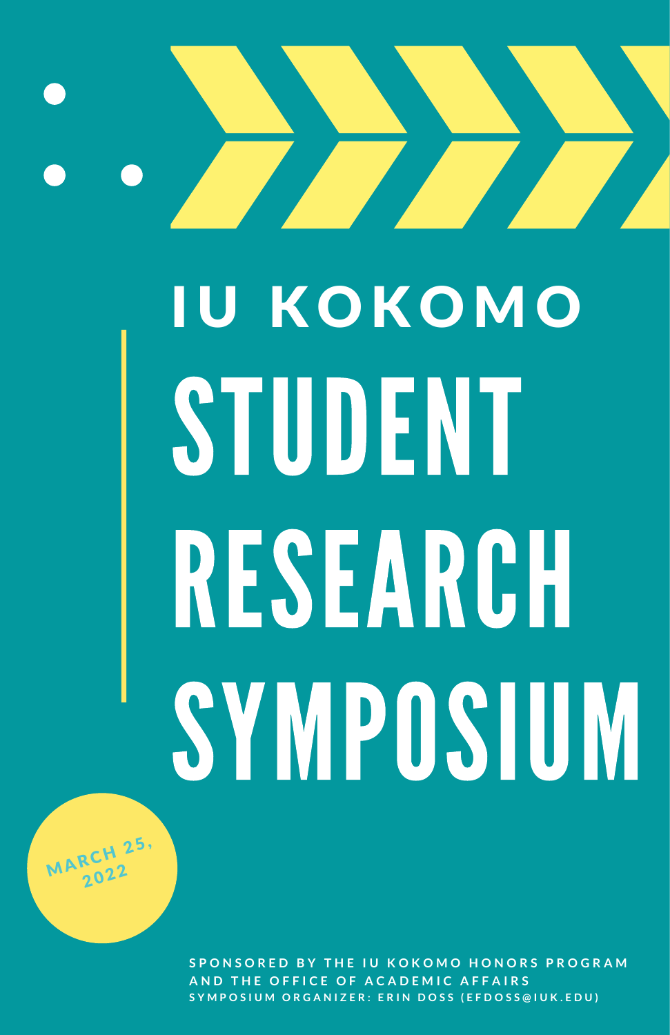# IU KOKOMO STUDENT RESEARCH SYMPOSIUM

MARCH 25, 2022

SPONSORED BY THE IU KOKOMO HONORS PROGRAM AND THE OFFICE OF ACADEMIC AFFAIRS

SYMPOSIUM ORGANIZER: ERIN DOSS (EFDOSS@IUK.EDU)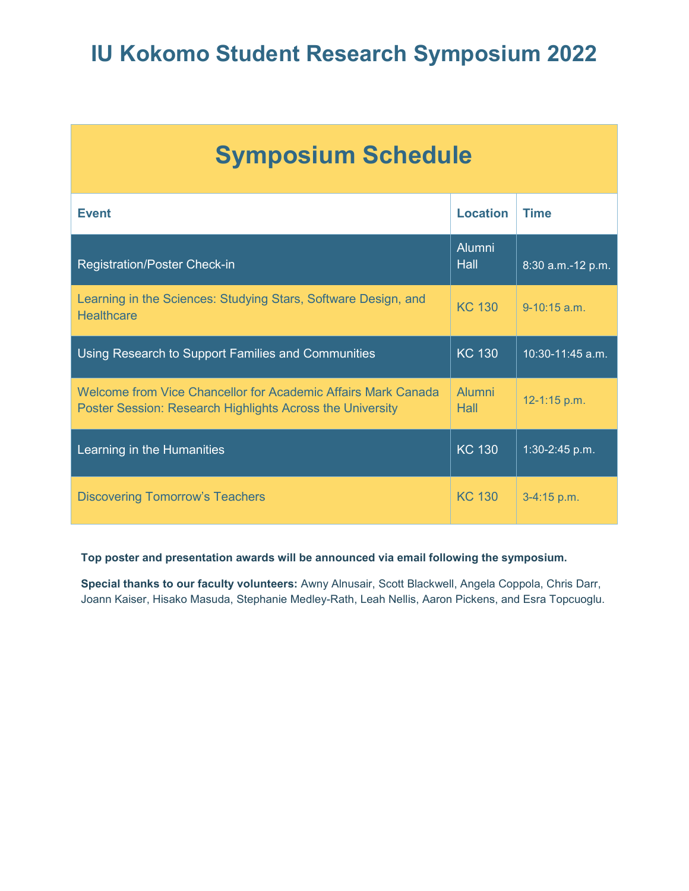# IU Kokomo Student Research Symposium 2022

## Symposium Schedule

| Event | Location | Time |
| --- | --- | --- |
| Registration/Poster Check-in | Alumni Hall | 8:30 a.m.-12 p.m. |
| Learning in the Sciences: Studying Stars, Software Design, and Healthcare | KC 130 | 9-10:15 a.m. |
| Using Research to Support Families and Communities | KC 130 | 10:30-11:45 a.m. |
| Welcome from Vice Chancellor for Academic Affairs Mark Canada<br>Poster Session: Research Highlights Across the University | Alumni Hall | 12-1:15 p.m. |
| Learning in the Humanities | KC 130 | 1:30-2:45 p.m. |
| Discovering Tomorrow's Teachers | KC 130 | 3-4:15 p.m. |

**Top poster and presentation awards will be announced via email following the symposium.**

**Special thanks to our faculty volunteers:** Awny Alnusair, Scott Blackwell, Angela Coppola, Chris Darr, Joann Kaiser, Hisako Masuda, Stephanie Medley-Rath, Leah Nellis, Aaron Pickens, and Esra Topcuoglu.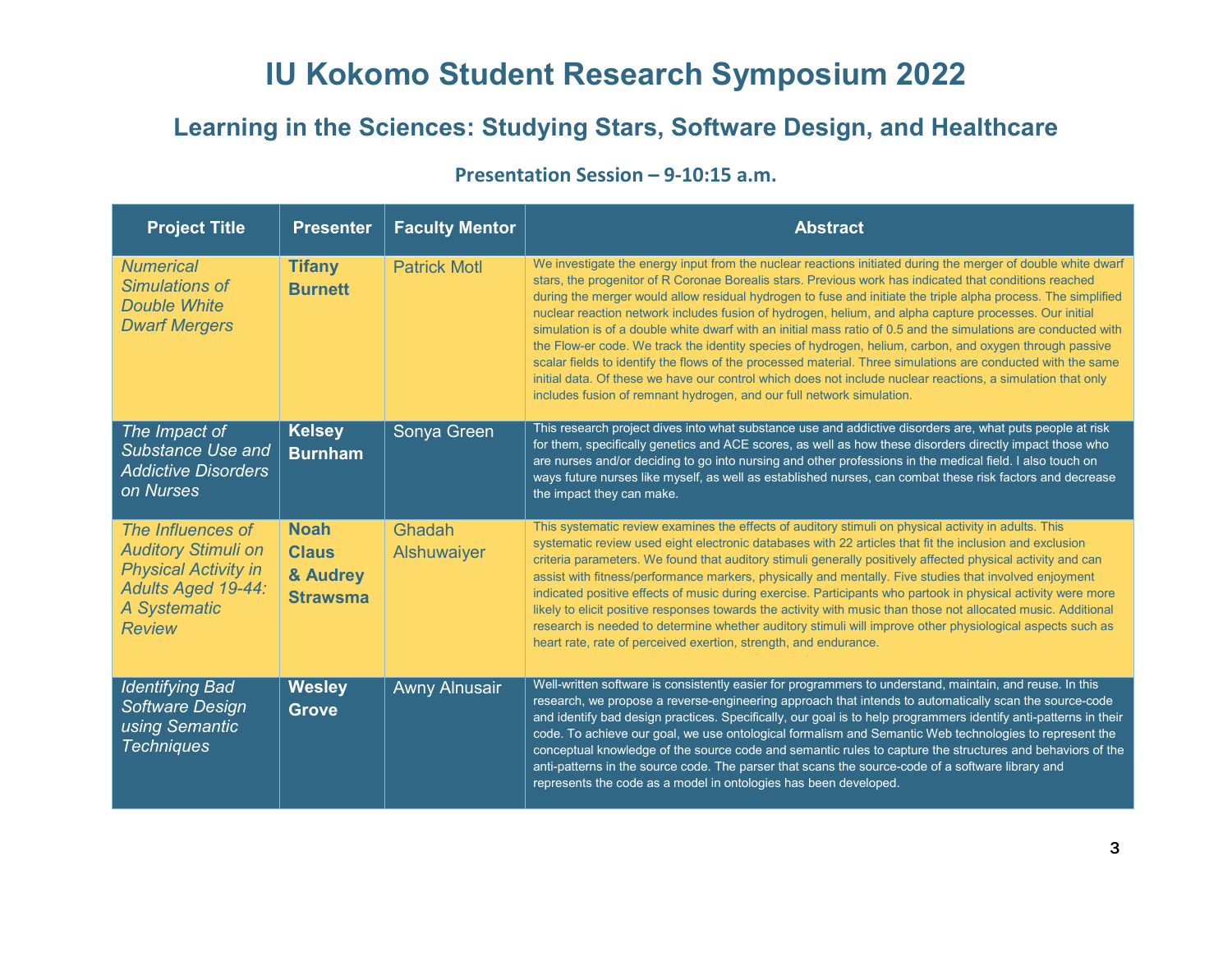# IU Kokomo Student Research Symposium 2022

## Learning in the Sciences: Studying Stars, Software Design, and Healthcare

### Presentation Session – 9-10:15 a.m.

| Project Title | Presenter | Faculty Mentor | Abstract |
|---|---|---|---|
| *Numerical Simulations of Double White Dwarf Mergers* | **Tifany Burnett** | Patrick Motl | We investigate the energy input from the nuclear reactions initiated during the merger of double white dwarf stars, the progenitor of R Coronae Borealis stars. Previous work has indicated that conditions reached during the merger would allow residual hydrogen to fuse and initiate the triple alpha process. The simplified nuclear reaction network includes fusion of hydrogen, helium, and alpha capture processes. Our initial simulation is of a double white dwarf with an initial mass ratio of 0.5 and the simulations are conducted with the Flow-er code. We track the identity species of hydrogen, helium, carbon, and oxygen through passive scalar fields to identify the flows of the processed material. Three simulations are conducted with the same initial data. Of these we have our control which does not include nuclear reactions, a simulation that only includes fusion of remnant hydrogen, and our full network simulation. |
| *The Impact of Substance Use and Addictive Disorders on Nurses* | **Kelsey Burnham** | Sonya Green | This research project dives into what substance use and addictive disorders are, what puts people at risk for them, specifically genetics and ACE scores, as well as how these disorders directly impact those who are nurses and/or deciding to go into nursing and other professions in the medical field. I also touch on ways future nurses like myself, as well as established nurses, can combat these risk factors and decrease the impact they can make. |
| *The Influences of Auditory Stimuli on Physical Activity in Adults Aged 19-44: A Systematic Review* | **Noah Claus & Audrey Strawsma** | Ghadah Alshuwaiyer | This systematic review examines the effects of auditory stimuli on physical activity in adults. This systematic review used eight electronic databases with 22 articles that fit the inclusion and exclusion criteria parameters. We found that auditory stimuli generally positively affected physical activity and can assist with fitness/performance markers, physically and mentally. Five studies that involved enjoyment indicated positive effects of music during exercise. Participants who partook in physical activity were more likely to elicit positive responses towards the activity with music than those not allocated music. Additional research is needed to determine whether auditory stimuli will improve other physiological aspects such as heart rate, rate of perceived exertion, strength, and endurance. |
| *Identifying Bad Software Design using Semantic Techniques* | **Wesley Grove** | Awny Alnusair | Well-written software is consistently easier for programmers to understand, maintain, and reuse. In this research, we propose a reverse-engineering approach that intends to automatically scan the source-code and identify bad design practices. Specifically, our goal is to help programmers identify anti-patterns in their code. To achieve our goal, we use ontological formalism and Semantic Web technologies to represent the conceptual knowledge of the source code and semantic rules to capture the structures and behaviors of the anti-patterns in the source code. The parser that scans the source-code of a software library and represents the code as a model in ontologies has been developed. |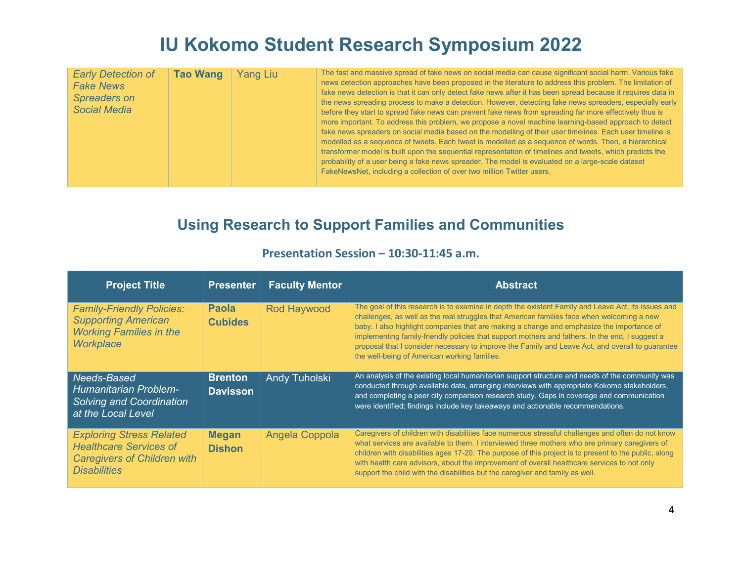# IU Kokomo Student Research Symposium 2022

| | | | |
|---|---|---|---|
| *Early Detection of Fake News Spreaders on Social Media* | **Tao Wang** | Yang Liu | The fast and massive spread of fake news on social media can cause significant social harm. Various fake news detection approaches have been proposed in the literature to address this problem. The limitation of fake news detection is that it can only detect fake news after it has been spread because it requires data in the news spreading process to make a detection. However, detecting fake news spreaders, especially early before they start to spread fake news can prevent fake news from spreading far more effectively thus is more important. To address this problem, we propose a novel machine learning-based approach to detect fake news spreaders on social media based on the modelling of their user timelines. Each user timeline is modelled as a sequence of tweets. Each tweet is modelled as a sequence of words. Then, a hierarchical transformer model is built upon the sequential representation of timelines and tweets, which predicts the probability of a user being a fake news spreader. The model is evaluated on a large-scale dataset FakeNewsNet, including a collection of over two million Twitter users. |

## Using Research to Support Families and Communities

### Presentation Session – 10:30-11:45 a.m.

| Project Title | Presenter | Faculty Mentor | Abstract |
|---|---|---|---|
| *Family-Friendly Policies: Supporting American Working Families in the Workplace* | **Paola Cubides** | Rod Haywood | The goal of this research is to examine in depth the existent Family and Leave Act, its issues and challenges, as well as the real struggles that American families face when welcoming a new baby. I also highlight companies that are making a change and emphasize the importance of implementing family-friendly policies that support mothers and fathers. In the end, I suggest a proposal that I consider necessary to improve the Family and Leave Act, and overall to guarantee the well-being of American working families. |
| *Needs-Based Humanitarian Problem-Solving and Coordination at the Local Level* | **Brenton Davisson** | Andy Tuholski | An analysis of the existing local humanitarian support structure and needs of the community was conducted through available data, arranging interviews with appropriate Kokomo stakeholders, and completing a peer city comparison research study. Gaps in coverage and communication were identified; findings include key takeaways and actionable recommendations. |
| *Exploring Stress Related Healthcare Services of Caregivers of Children with Disabilities* | **Megan Dishon** | Angela Coppola | Caregivers of children with disabilities face numerous stressful challenges and often do not know what services are available to them. I interviewed three mothers who are primary caregivers of children with disabilities ages 17-20. The purpose of this project is to present to the public, along with health care advisors, about the improvement of overall healthcare services to not only support the child with the disabilities but the caregiver and family as well. |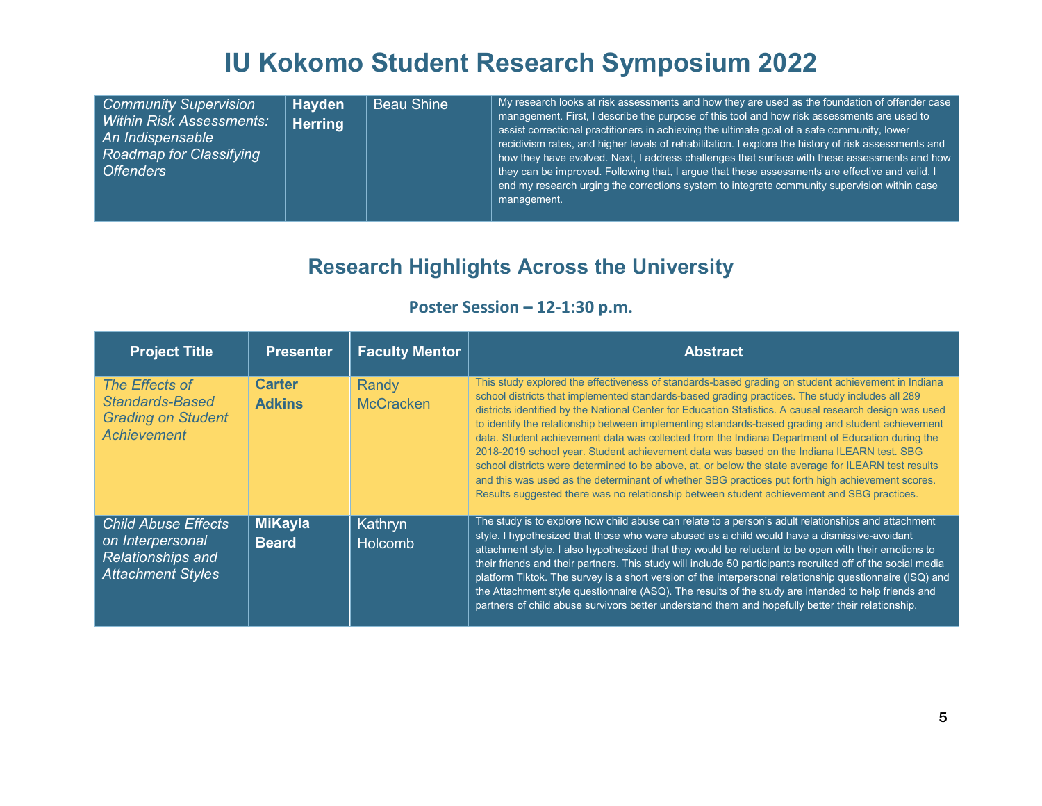# IU Kokomo Student Research Symposium 2022

| | | | |
|---|---|---|---|
| *Community Supervision Within Risk Assessments: An Indispensable Roadmap for Classifying Offenders* | **Hayden Herring** | Beau Shine | My research looks at risk assessments and how they are used as the foundation of offender case management. First, I describe the purpose of this tool and how risk assessments are used to assist correctional practitioners in achieving the ultimate goal of a safe community, lower recidivism rates, and higher levels of rehabilitation. I explore the history of risk assessments and how they have evolved. Next, I address challenges that surface with these assessments and how they can be improved. Following that, I argue that these assessments are effective and valid. I end my research urging the corrections system to integrate community supervision within case management. |

## Research Highlights Across the University

### Poster Session – 12-1:30 p.m.

| Project Title | Presenter | Faculty Mentor | Abstract |
|---|---|---|---|
| *The Effects of Standards-Based Grading on Student Achievement* | **Carter Adkins** | Randy McCracken | This study explored the effectiveness of standards-based grading on student achievement in Indiana school districts that implemented standards-based grading practices. The study includes all 289 districts identified by the National Center for Education Statistics. A causal research design was used to identify the relationship between implementing standards-based grading and student achievement data. Student achievement data was collected from the Indiana Department of Education during the 2018-2019 school year. Student achievement data was based on the Indiana ILEARN test. SBG school districts were determined to be above, at, or below the state average for ILEARN test results and this was used as the determinant of whether SBG practices put forth high achievement scores. Results suggested there was no relationship between student achievement and SBG practices. |
| *Child Abuse Effects on Interpersonal Relationships and Attachment Styles* | **MiKayla Beard** | Kathryn Holcomb | The study is to explore how child abuse can relate to a person's adult relationships and attachment style. I hypothesized that those who were abused as a child would have a dismissive-avoidant attachment style. I also hypothesized that they would be reluctant to be open with their emotions to their friends and their partners. This study will include 50 participants recruited off of the social media platform Tiktok. The survey is a short version of the interpersonal relationship questionnaire (ISQ) and the Attachment style questionnaire (ASQ). The results of the study are intended to help friends and partners of child abuse survivors better understand them and hopefully better their relationship. |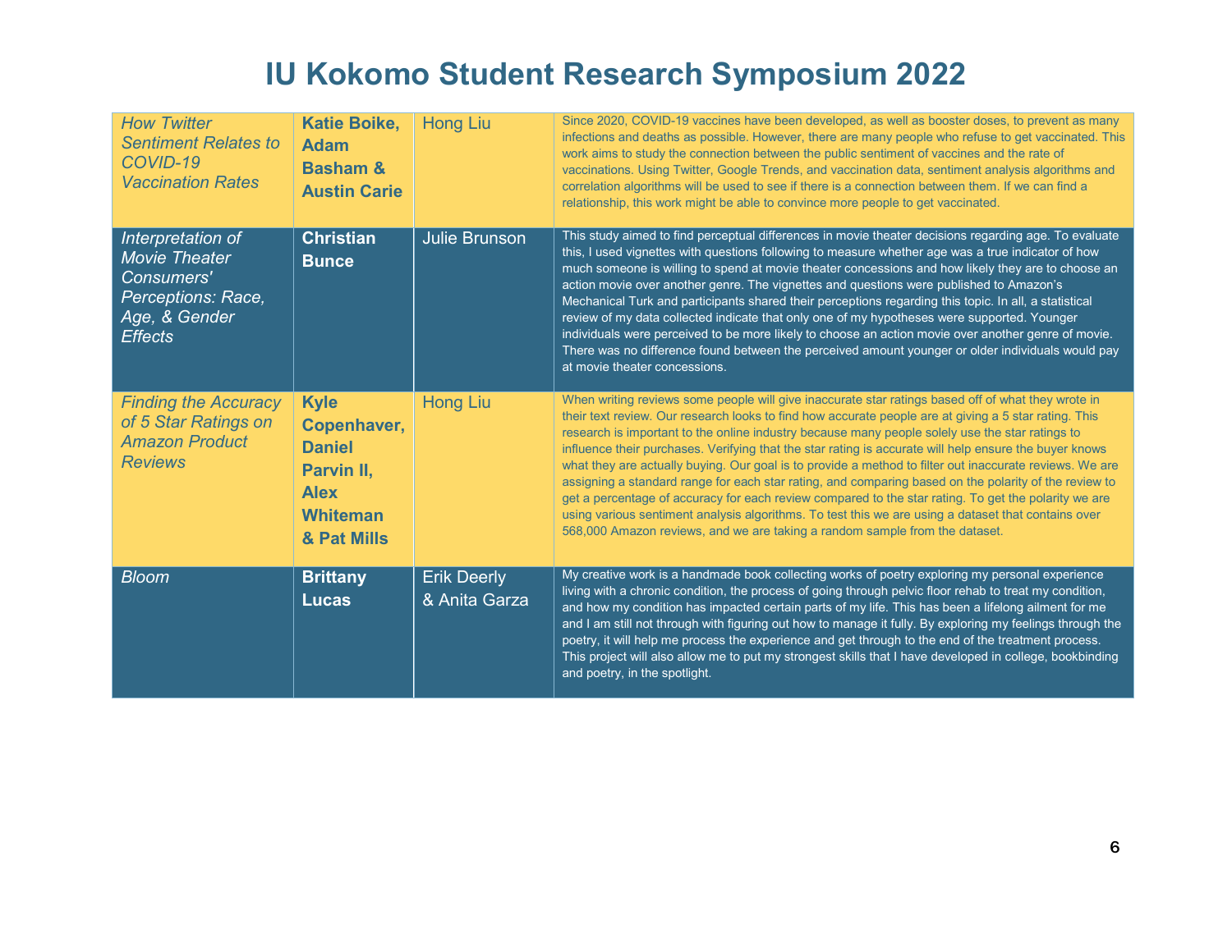# IU Kokomo Student Research Symposium 2022

| | | | |
|---|---|---|---|
| *How Twitter Sentiment Relates to COVID-19 Vaccination Rates* | **Katie Boike, Adam Basham & Austin Carie** | Hong Liu | Since 2020, COVID-19 vaccines have been developed, as well as booster doses, to prevent as many infections and deaths as possible. However, there are many people who refuse to get vaccinated. This work aims to study the connection between the public sentiment of vaccines and the rate of vaccinations. Using Twitter, Google Trends, and vaccination data, sentiment analysis algorithms and correlation algorithms will be used to see if there is a connection between them. If we can find a relationship, this work might be able to convince more people to get vaccinated. |
| *Interpretation of Movie Theater Consumers' Perceptions: Race, Age, & Gender Effects* | **Christian Bunce** | Julie Brunson | This study aimed to find perceptual differences in movie theater decisions regarding age. To evaluate this, I used vignettes with questions following to measure whether age was a true indicator of how much someone is willing to spend at movie theater concessions and how likely they are to choose an action movie over another genre. The vignettes and questions were published to Amazon's Mechanical Turk and participants shared their perceptions regarding this topic. In all, a statistical review of my data collected indicate that only one of my hypotheses were supported. Younger individuals were perceived to be more likely to choose an action movie over another genre of movie. There was no difference found between the perceived amount younger or older individuals would pay at movie theater concessions. |
| *Finding the Accuracy of 5 Star Ratings on Amazon Product Reviews* | **Kyle Copenhaver, Daniel Parvin II, Alex Whiteman & Pat Mills** | Hong Liu | When writing reviews some people will give inaccurate star ratings based off of what they wrote in their text review. Our research looks to find how accurate people are at giving a 5 star rating. This research is important to the online industry because many people solely use the star ratings to influence their purchases. Verifying that the star rating is accurate will help ensure the buyer knows what they are actually buying. Our goal is to provide a method to filter out inaccurate reviews. We are assigning a standard range for each star rating, and comparing based on the polarity of the review to get a percentage of accuracy for each review compared to the star rating. To get the polarity we are using various sentiment analysis algorithms. To test this we are using a dataset that contains over 568,000 Amazon reviews, and we are taking a random sample from the dataset. |
| *Bloom* | **Brittany Lucas** | Erik Deerly & Anita Garza | My creative work is a handmade book collecting works of poetry exploring my personal experience living with a chronic condition, the process of going through pelvic floor rehab to treat my condition, and how my condition has impacted certain parts of my life. This has been a lifelong ailment for me and I am still not through with figuring out how to manage it fully. By exploring my feelings through the poetry, it will help me process the experience and get through to the end of the treatment process. This project will also allow me to put my strongest skills that I have developed in college, bookbinding and poetry, in the spotlight. |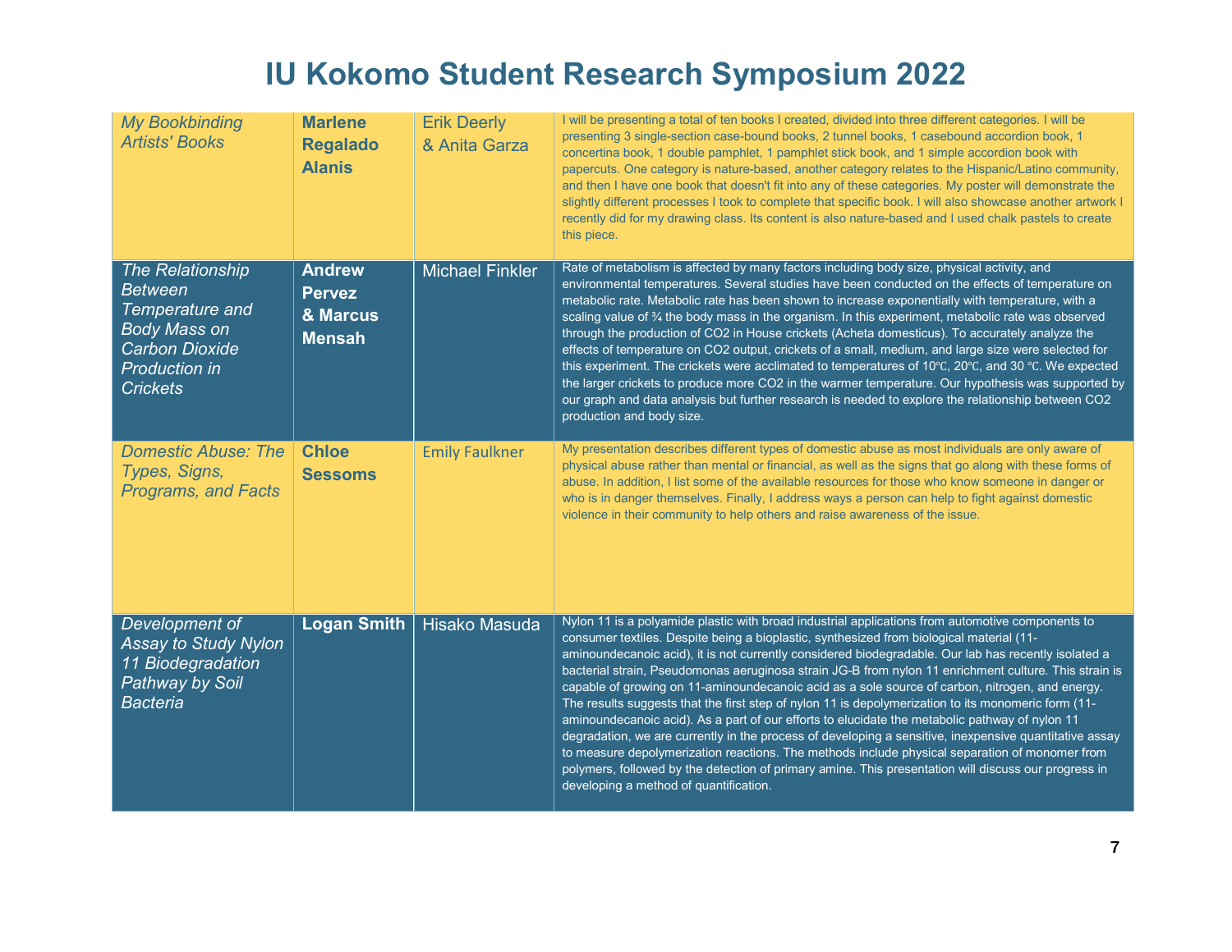# IU Kokomo Student Research Symposium 2022

| | | | |
|---|---|---|---|
| *My Bookbinding Artists' Books* | **Marlene Regalado Alanis** | Erik Deerly & Anita Garza | I will be presenting a total of ten books I created, divided into three different categories. I will be presenting 3 single-section case-bound books, 2 tunnel books, 1 casebound accordion book, 1 concertina book, 1 double pamphlet, 1 pamphlet stick book, and 1 simple accordion book with papercuts. One category is nature-based, another category relates to the Hispanic/Latino community, and then I have one book that doesn't fit into any of these categories. My poster will demonstrate the slightly different processes I took to complete that specific book. I will also showcase another artwork I recently did for my drawing class. Its content is also nature-based and I used chalk pastels to create this piece. |
| *The Relationship Between Temperature and Body Mass on Carbon Dioxide Production in Crickets* | **Andrew Pervez & Marcus Mensah** | Michael Finkler | Rate of metabolism is affected by many factors including body size, physical activity, and environmental temperatures. Several studies have been conducted on the effects of temperature on metabolic rate. Metabolic rate has been shown to increase exponentially with temperature, with a scaling value of ¾ the body mass in the organism. In this experiment, metabolic rate was observed through the production of $CO_2$ in House crickets (Acheta domesticus). To accurately analyze the effects of temperature on $CO_2$ output, crickets of a small, medium, and large size were selected for this experiment. The crickets were acclimated to temperatures of 10℃, 20℃, and 30 ℃. We expected the larger crickets to produce more $CO_2$ in the warmer temperature. Our hypothesis was supported by our graph and data analysis but further research is needed to explore the relationship between $CO_2$ production and body size. |
| *Domestic Abuse: The Types, Signs, Programs, and Facts* | **Chloe Sessoms** | Emily Faulkner | My presentation describes different types of domestic abuse as most individuals are only aware of physical abuse rather than mental or financial, as well as the signs that go along with these forms of abuse. In addition, I list some of the available resources for those who know someone in danger or who is in danger themselves. Finally, I address ways a person can help to fight against domestic violence in their community to help others and raise awareness of the issue. |
| *Development of Assay to Study Nylon 11 Biodegradation Pathway by Soil Bacteria* | **Logan Smith** | Hisako Masuda | Nylon 11 is a polyamide plastic with broad industrial applications from automotive components to consumer textiles. Despite being a bioplastic, synthesized from biological material (11-aminoundecanoic acid), it is not currently considered biodegradable. Our lab has recently isolated a bacterial strain, Pseudomonas aeruginosa strain JG-B from nylon 11 enrichment culture. This strain is capable of growing on 11-aminoundecanoic acid as a sole source of carbon, nitrogen, and energy. The results suggests that the first step of nylon 11 is depolymerization to its monomeric form (11-aminoundecanoic acid). As a part of our efforts to elucidate the metabolic pathway of nylon 11 degradation, we are currently in the process of developing a sensitive, inexpensive quantitative assay to measure depolymerization reactions. The methods include physical separation of monomer from polymers, followed by the detection of primary amine. This presentation will discuss our progress in developing a method of quantification. |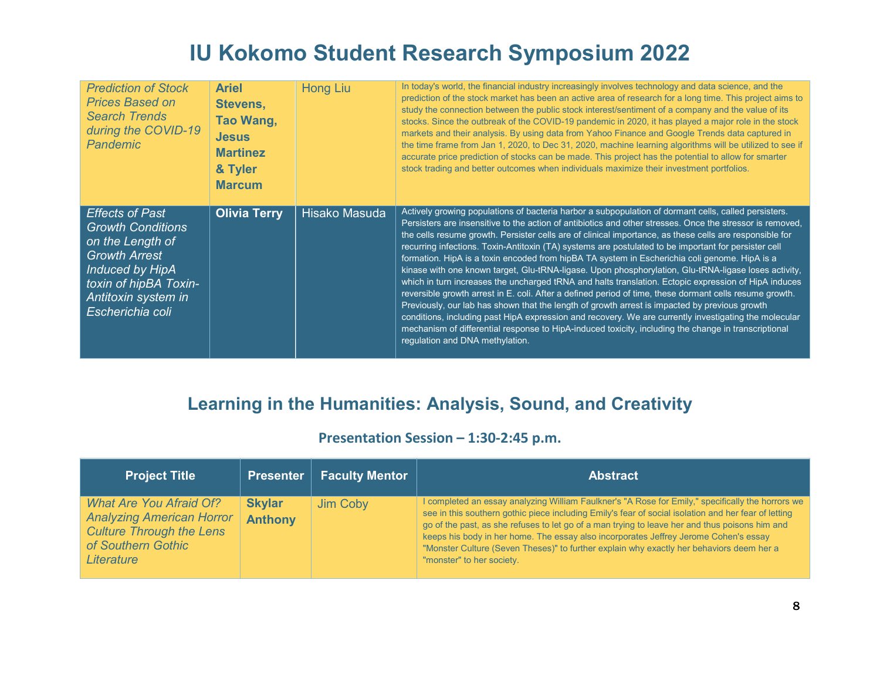# IU Kokomo Student Research Symposium 2022

| Project Title | Presenter | Faculty Mentor | Abstract |
| --- | --- | --- | --- |
| *Prediction of Stock Prices Based on Search Trends during the COVID-19 Pandemic* | **Ariel Stevens, Tao Wang, Jesus Martinez & Tyler Marcum** | Hong Liu | In today's world, the financial industry increasingly involves technology and data science, and the prediction of the stock market has been an active area of research for a long time. This project aims to study the connection between the public stock interest/sentiment of a company and the value of its stocks. Since the outbreak of the COVID-19 pandemic in 2020, it has played a major role in the stock markets and their analysis. By using data from Yahoo Finance and Google Trends data captured in the time frame from Jan 1, 2020, to Dec 31, 2020, machine learning algorithms will be utilized to see if accurate price prediction of stocks can be made. This project has the potential to allow for smarter stock trading and better outcomes when individuals maximize their investment portfolios. |
| *Effects of Past Growth Conditions on the Length of Growth Arrest Induced by HipA toxin of hipBA Toxin-Antitoxin system in Escherichia coli* | **Olivia Terry** | Hisako Masuda | Actively growing populations of bacteria harbor a subpopulation of dormant cells, called persisters. Persisters are insensitive to the action of antibiotics and other stresses. Once the stressor is removed, the cells resume growth. Persister cells are of clinical importance, as these cells are responsible for recurring infections. Toxin-Antitoxin (TA) systems are postulated to be important for persister cell formation. HipA is a toxin encoded from hipBA TA system in Escherichia coli genome. HipA is a kinase with one known target, Glu-tRNA-ligase. Upon phosphorylation, Glu-tRNA-ligase loses activity, which in turn increases the uncharged tRNA and halts translation. Ectopic expression of HipA induces reversible growth arrest in E. coli. After a defined period of time, these dormant cells resume growth. Previously, our lab has shown that the length of growth arrest is impacted by previous growth conditions, including past HipA expression and recovery. We are currently investigating the molecular mechanism of differential response to HipA-induced toxicity, including the change in transcriptional regulation and DNA methylation. |

## Learning in the Humanities: Analysis, Sound, and Creativity

### Presentation Session – 1:30-2:45 p.m.

| Project Title | Presenter | Faculty Mentor | Abstract |
| --- | --- | --- | --- |
| *What Are You Afraid Of? Analyzing American Horror Culture Through the Lens of Southern Gothic Literature* | **Skylar Anthony** | Jim Coby | I completed an essay analyzing William Faulkner's "A Rose for Emily," specifically the horrors we see in this southern gothic piece including Emily's fear of social isolation and her fear of letting go of the past, as she refuses to let go of a man trying to leave her and thus poisons him and keeps his body in her home. The essay also incorporates Jeffrey Jerome Cohen's essay "Monster Culture (Seven Theses)" to further explain why exactly her behaviors deem her a "monster" to her society. |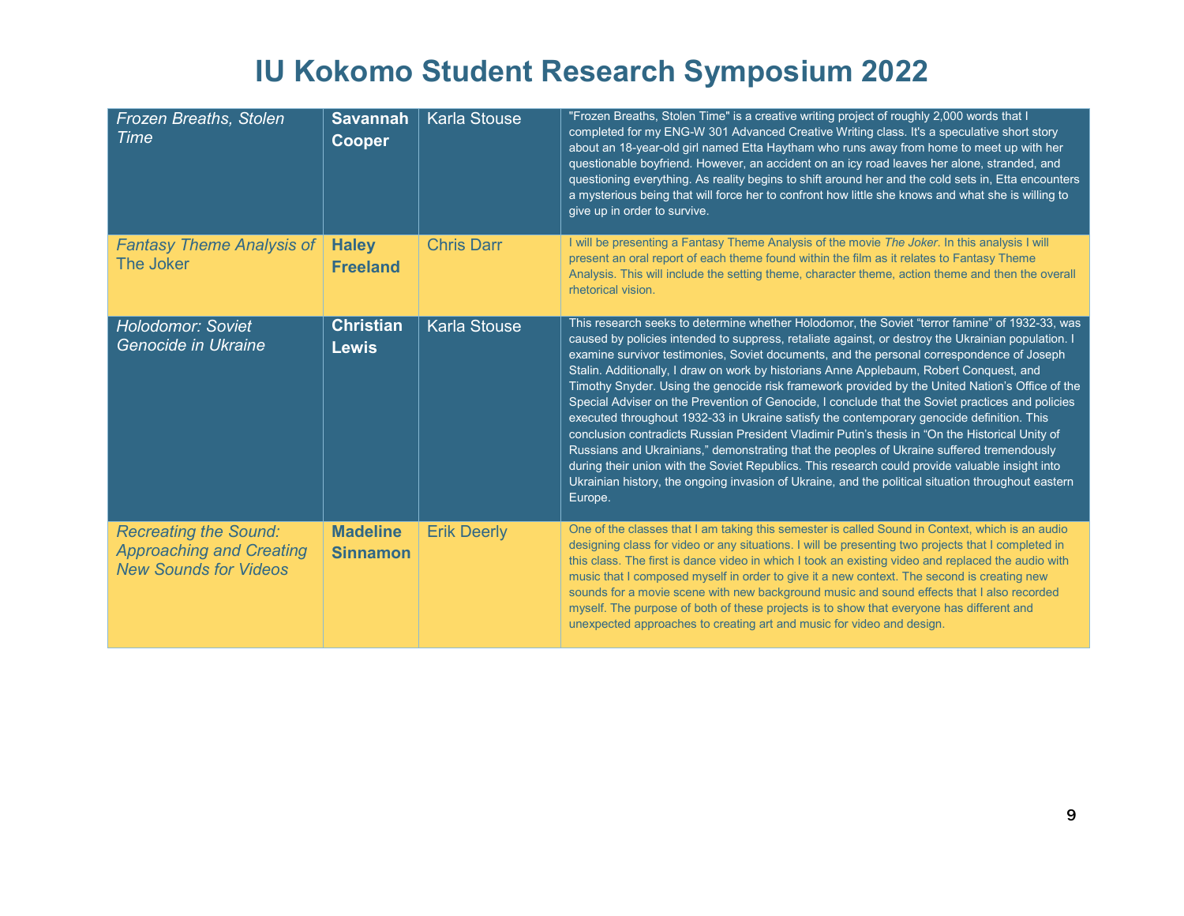# IU Kokomo Student Research Symposium 2022

| | | | |
|---|---|---|---|
| *Frozen Breaths, Stolen Time* | **Savannah Cooper** | Karla Stouse | "Frozen Breaths, Stolen Time" is a creative writing project of roughly 2,000 words that I completed for my ENG-W 301 Advanced Creative Writing class. It's a speculative short story about an 18-year-old girl named Etta Haytham who runs away from home to meet up with her questionable boyfriend. However, an accident on an icy road leaves her alone, stranded, and questioning everything. As reality begins to shift around her and the cold sets in, Etta encounters a mysterious being that will force her to confront how little she knows and what she is willing to give up in order to survive. |
| *Fantasy Theme Analysis of* The Joker | **Haley Freeland** | Chris Darr | I will be presenting a Fantasy Theme Analysis of the movie *The Joker*. In this analysis I will present an oral report of each theme found within the film as it relates to Fantasy Theme Analysis. This will include the setting theme, character theme, action theme and then the overall rhetorical vision. |
| *Holodomor: Soviet Genocide in Ukraine* | **Christian Lewis** | Karla Stouse | This research seeks to determine whether Holodomor, the Soviet "terror famine" of 1932-33, was caused by policies intended to suppress, retaliate against, or destroy the Ukrainian population. I examine survivor testimonies, Soviet documents, and the personal correspondence of Joseph Stalin. Additionally, I draw on work by historians Anne Applebaum, Robert Conquest, and Timothy Snyder. Using the genocide risk framework provided by the United Nation's Office of the Special Adviser on the Prevention of Genocide, I conclude that the Soviet practices and policies executed throughout 1932-33 in Ukraine satisfy the contemporary genocide definition. This conclusion contradicts Russian President Vladimir Putin's thesis in "On the Historical Unity of Russians and Ukrainians," demonstrating that the peoples of Ukraine suffered tremendously during their union with the Soviet Republics. This research could provide valuable insight into Ukrainian history, the ongoing invasion of Ukraine, and the political situation throughout eastern Europe. |
| *Recreating the Sound: Approaching and Creating New Sounds for Videos* | **Madeline Sinnamon** | Erik Deerly | One of the classes that I am taking this semester is called Sound in Context, which is an audio designing class for video or any situations. I will be presenting two projects that I completed in this class. The first is dance video in which I took an existing video and replaced the audio with music that I composed myself in order to give it a new context. The second is creating new sounds for a movie scene with new background music and sound effects that I also recorded myself. The purpose of both of these projects is to show that everyone has different and unexpected approaches to creating art and music for video and design. |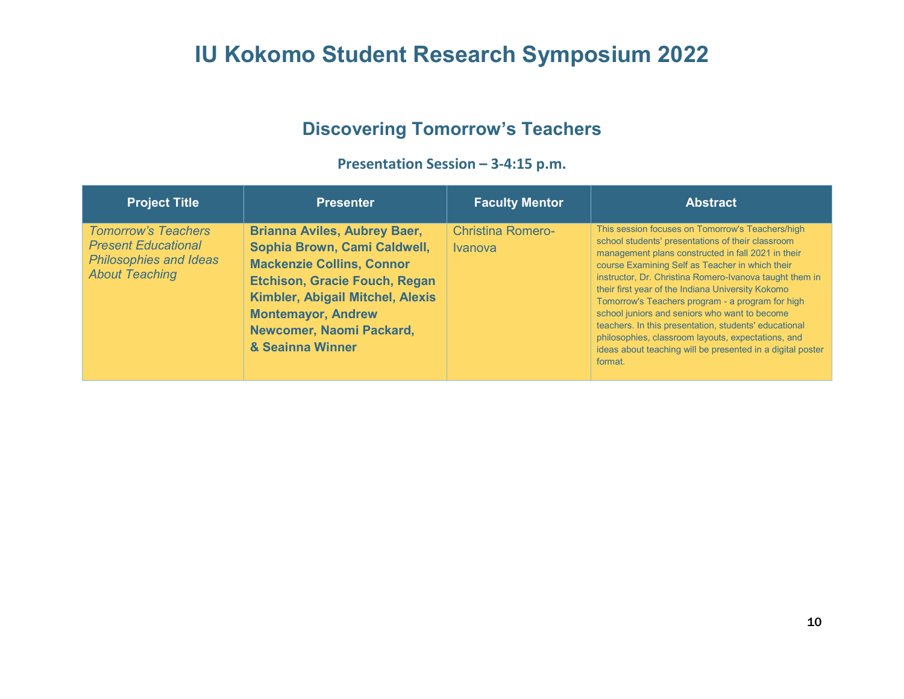# IU Kokomo Student Research Symposium 2022

## Discovering Tomorrow's Teachers

### Presentation Session – 3-4:15 p.m.

| Project Title | Presenter | Faculty Mentor | Abstract |
|---|---|---|---|
| *Tomorrow's Teachers Present Educational Philosophies and Ideas About Teaching* | **Brianna Aviles, Aubrey Baer, Sophia Brown, Cami Caldwell, Mackenzie Collins, Connor Etchison, Gracie Fouch, Regan Kimbler, Abigail Mitchel, Alexis Montemayor, Andrew Newcomer, Naomi Packard, & Seainna Winner** | Christina Romero-Ivanova | This session focuses on Tomorrow's Teachers/high school students' presentations of their classroom management plans constructed in fall 2021 in their course Examining Self as Teacher in which their instructor, Dr. Christina Romero-Ivanova taught them in their first year of the Indiana University Kokomo Tomorrow's Teachers program - a program for high school juniors and seniors who want to become teachers. In this presentation, students' educational philosophies, classroom layouts, expectations, and ideas about teaching will be presented in a digital poster format. |